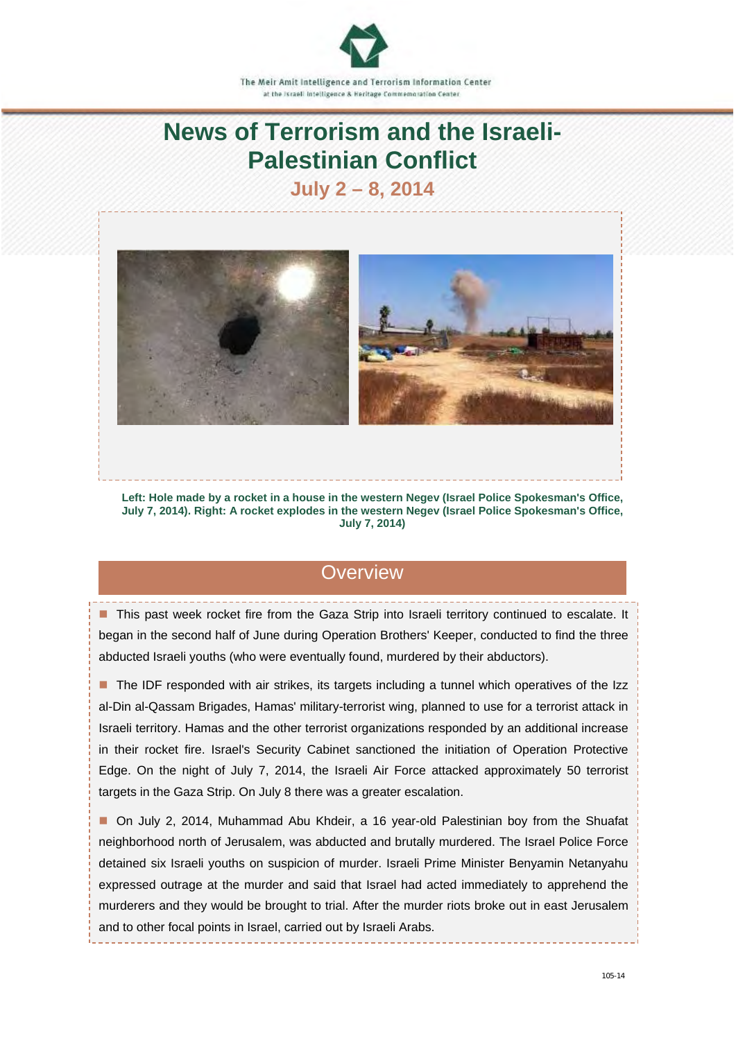The Meir Amit Intelligence and Terrorism Information Center
at the Israeli Intelligence & Heritage Commemoration Center

# News of Terrorism and the Israeli-Palestinian Conflict

## July 2 – 8, 2014

**Left: Hole made by a rocket in a house in the western Negev (Israel Police Spokesman's Office, July 7, 2014). Right: A rocket explodes in the western Negev (Israel Police Spokesman's Office, July 7, 2014)**

## Overview

- This past week rocket fire from the Gaza Strip into Israeli territory continued to escalate. It began in the second half of June during Operation Brothers' Keeper, conducted to find the three abducted Israeli youths (who were eventually found, murdered by their abductors).

- The IDF responded with air strikes, its targets including a tunnel which operatives of the Izz al-Din al-Qassam Brigades, Hamas' military-terrorist wing, planned to use for a terrorist attack in Israeli territory. Hamas and the other terrorist organizations responded by an additional increase in their rocket fire. Israel's Security Cabinet sanctioned the initiation of Operation Protective Edge. On the night of July 7, 2014, the Israeli Air Force attacked approximately 50 terrorist targets in the Gaza Strip. On July 8 there was a greater escalation.

- On July 2, 2014, Muhammad Abu Khdeir, a 16 year-old Palestinian boy from the Shuafat neighborhood north of Jerusalem, was abducted and brutally murdered. The Israel Police Force detained six Israeli youths on suspicion of murder. Israeli Prime Minister Benyamin Netanyahu expressed outrage at the murder and said that Israel had acted immediately to apprehend the murderers and they would be brought to trial. After the murder riots broke out in east Jerusalem and to other focal points in Israel, carried out by Israeli Arabs.

105-14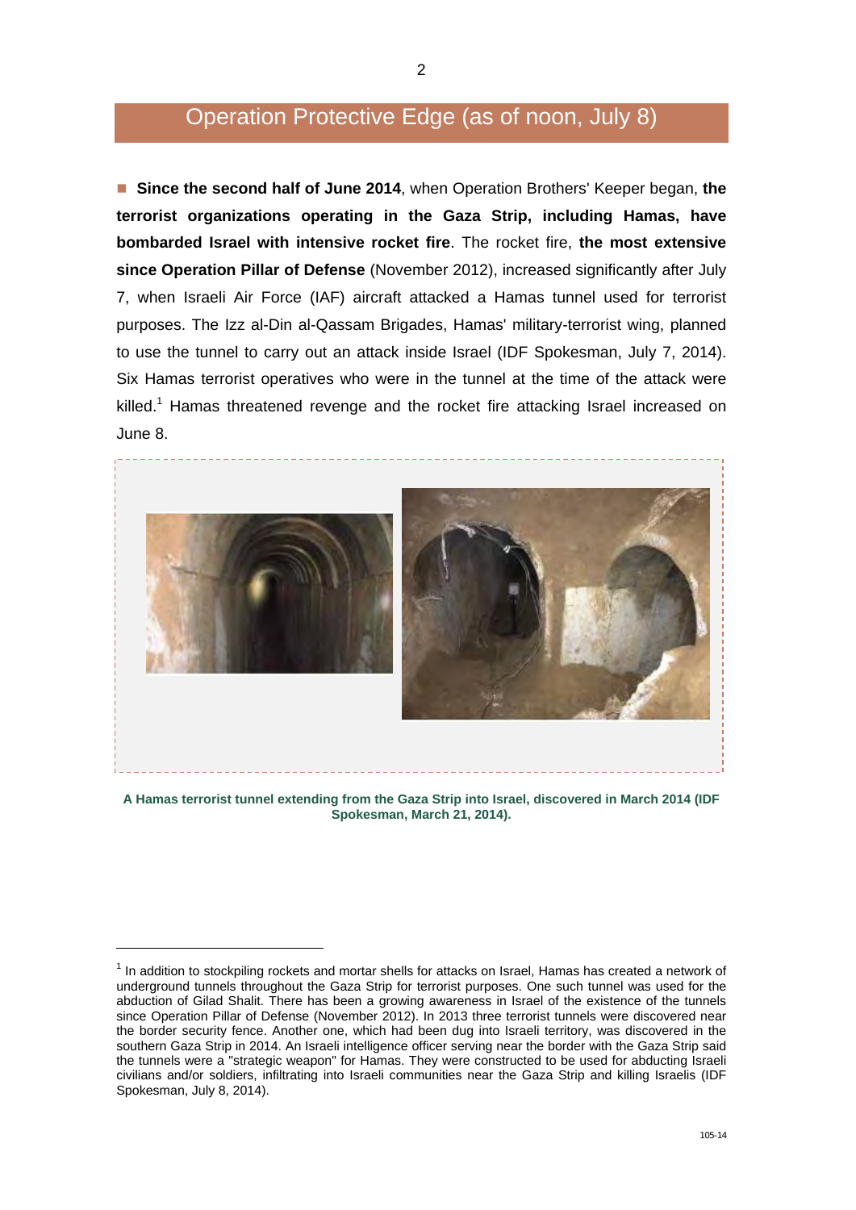## Operation Protective Edge (as of noon, July 8)

■ **Since the second half of June 2014**, when Operation Brothers' Keeper began, **the terrorist organizations operating in the Gaza Strip, including Hamas, have bombarded Israel with intensive rocket fire**. The rocket fire, **the most extensive since Operation Pillar of Defense** (November 2012), increased significantly after July 7, when Israeli Air Force (IAF) aircraft attacked a Hamas tunnel used for terrorist purposes. The Izz al-Din al-Qassam Brigades, Hamas' military-terrorist wing, planned to use the tunnel to carry out an attack inside Israel (IDF Spokesman, July 7, 2014). Six Hamas terrorist operatives who were in the tunnel at the time of the attack were killed.[1] Hamas threatened revenge and the rocket fire attacking Israel increased on June 8.

**A Hamas terrorist tunnel extending from the Gaza Strip into Israel, discovered in March 2014 (IDF Spokesman, March 21, 2014).**

---

[1] In addition to stockpiling rockets and mortar shells for attacks on Israel, Hamas has created a network of underground tunnels throughout the Gaza Strip for terrorist purposes. One such tunnel was used for the abduction of Gilad Shalit. There has been a growing awareness in Israel of the existence of the tunnels since Operation Pillar of Defense (November 2012). In 2013 three terrorist tunnels were discovered near the border security fence. Another one, which had been dug into Israeli territory, was discovered in the southern Gaza Strip in 2014. An Israeli intelligence officer serving near the border with the Gaza Strip said the tunnels were a "strategic weapon" for Hamas. They were constructed to be used for abducting Israeli civilians and/or soldiers, infiltrating into Israeli communities near the Gaza Strip and killing Israelis (IDF Spokesman, July 8, 2014).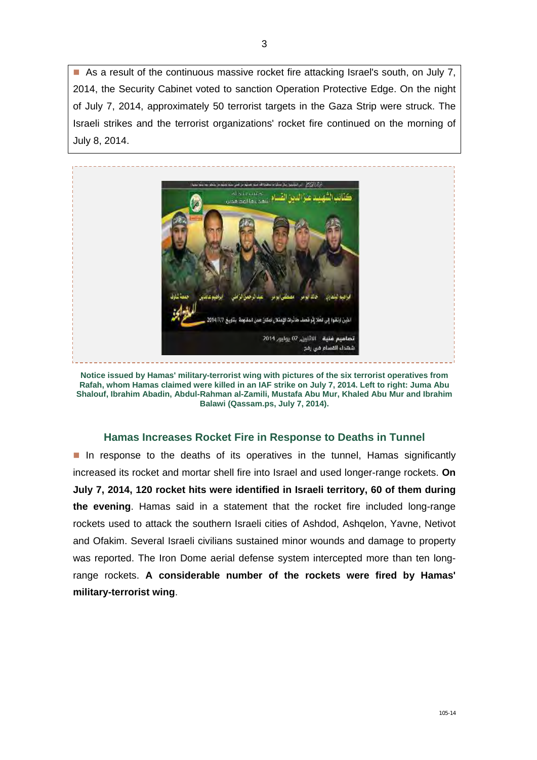■ As a result of the continuous massive rocket fire attacking Israel's south, on July 7, 2014, the Security Cabinet voted to sanction Operation Protective Edge. On the night of July 7, 2014, approximately 50 terrorist targets in the Gaza Strip were struck. The Israeli strikes and the terrorist organizations' rocket fire continued on the morning of July 8, 2014.

**Notice issued by Hamas' military-terrorist wing with pictures of the six terrorist operatives from Rafah, whom Hamas claimed were killed in an IAF strike on July 7, 2014. Left to right: Juma Abu Shalouf, Ibrahim Abadin, Abdul-Rahman al-Zamili, Mustafa Abu Mur, Khaled Abu Mur and Ibrahim Balawi (Qassam.ps, July 7, 2014).**

## Hamas Increases Rocket Fire in Response to Deaths in Tunnel

■ In response to the deaths of its operatives in the tunnel, Hamas significantly increased its rocket and mortar shell fire into Israel and used longer-range rockets. **On July 7, 2014, 120 rocket hits were identified in Israeli territory, 60 of them during the evening**. Hamas said in a statement that the rocket fire included long-range rockets used to attack the southern Israeli cities of Ashdod, Ashqelon, Yavne, Netivot and Ofakim. Several Israeli civilians sustained minor wounds and damage to property was reported. The Iron Dome aerial defense system intercepted more than ten long-range rockets. **A considerable number of the rockets were fired by Hamas' military-terrorist wing**.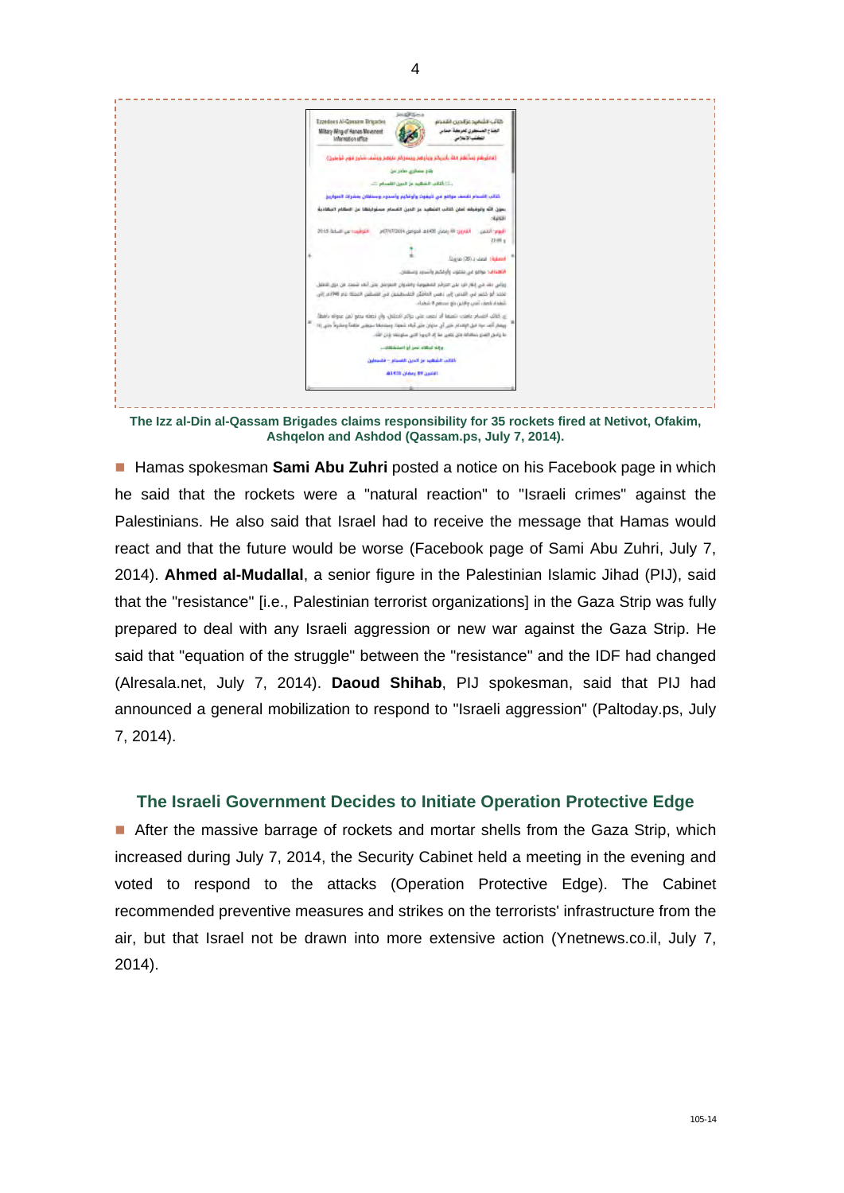The Izz al-Din al-Qassam Brigades claims responsibility for 35 rockets fired at Netivot, Ofakim, Ashqelon and Ashdod (Qassam.ps, July 7, 2014).

- Hamas spokesman **Sami Abu Zuhri** posted a notice on his Facebook page in which he said that the rockets were a "natural reaction" to "Israeli crimes" against the Palestinians. He also said that Israel had to receive the message that Hamas would react and that the future would be worse (Facebook page of Sami Abu Zuhri, July 7, 2014). **Ahmed al-Mudallal**, a senior figure in the Palestinian Islamic Jihad (PIJ), said that the "resistance" [i.e., Palestinian terrorist organizations] in the Gaza Strip was fully prepared to deal with any Israeli aggression or new war against the Gaza Strip. He said that "equation of the struggle" between the "resistance" and the IDF had changed (Alresala.net, July 7, 2014). **Daoud Shihab**, PIJ spokesman, said that PIJ had announced a general mobilization to respond to "Israeli aggression" (Paltoday.ps, July 7, 2014).

## The Israeli Government Decides to Initiate Operation Protective Edge

- After the massive barrage of rockets and mortar shells from the Gaza Strip, which increased during July 7, 2014, the Security Cabinet held a meeting in the evening and voted to respond to the attacks (Operation Protective Edge). The Cabinet recommended preventive measures and strikes on the terrorists' infrastructure from the air, but that Israel not be drawn into more extensive action (Ynetnews.co.il, July 7, 2014).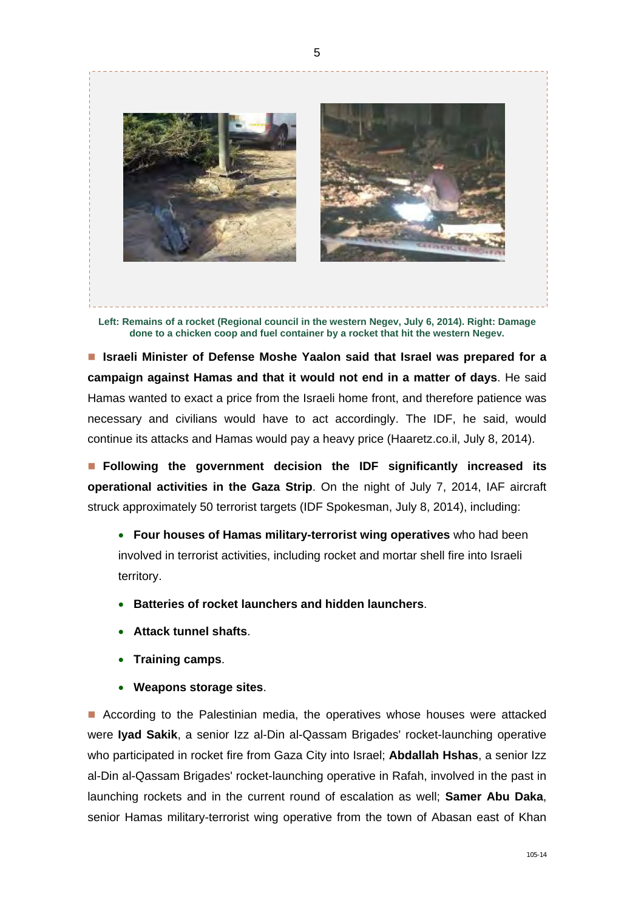**Left: Remains of a rocket (Regional council in the western Negev, July 6, 2014). Right: Damage done to a chicken coop and fuel container by a rocket that hit the western Negev.**

■ **Israeli Minister of Defense Moshe Yaalon said that Israel was prepared for a campaign against Hamas and that it would not end in a matter of days**. He said Hamas wanted to exact a price from the Israeli home front, and therefore patience was necessary and civilians would have to act accordingly. The IDF, he said, would continue its attacks and Hamas would pay a heavy price (Haaretz.co.il, July 8, 2014).

■ **Following the government decision the IDF significantly increased its operational activities in the Gaza Strip**. On the night of July 7, 2014, IAF aircraft struck approximately 50 terrorist targets (IDF Spokesman, July 8, 2014), including:

- **Four houses of Hamas military-terrorist wing operatives** who had been involved in terrorist activities, including rocket and mortar shell fire into Israeli territory.
- **Batteries of rocket launchers and hidden launchers**.
- **Attack tunnel shafts**.
- **Training camps**.
- **Weapons storage sites**.

■ According to the Palestinian media, the operatives whose houses were attacked were **Iyad Sakik**, a senior Izz al-Din al-Qassam Brigades' rocket-launching operative who participated in rocket fire from Gaza City into Israel; **Abdallah Hshas**, a senior Izz al-Din al-Qassam Brigades' rocket-launching operative in Rafah, involved in the past in launching rockets and in the current round of escalation as well; **Samer Abu Daka**, senior Hamas military-terrorist wing operative from the town of Abasan east of Khan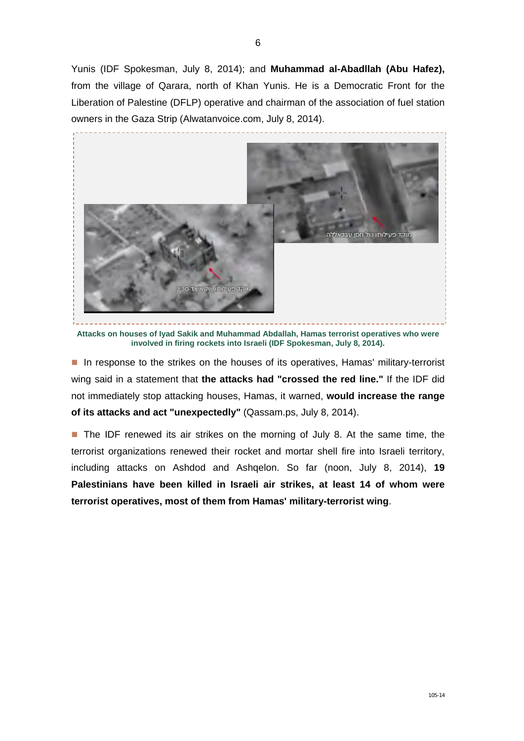Yunis (IDF Spokesman, July 8, 2014); and **Muhammad al-Abadllah (Abu Hafez),** from the village of Qarara, north of Khan Yunis. He is a Democratic Front for the Liberation of Palestine (DFLP) operative and chairman of the association of fuel station owners in the Gaza Strip (Alwatanvoice.com, July 8, 2014).

**Attacks on houses of Iyad Sakik and Muhammad Abdallah, Hamas terrorist operatives who were involved in firing rockets into Israeli (IDF Spokesman, July 8, 2014).**

- In response to the strikes on the houses of its operatives, Hamas' military-terrorist wing said in a statement that **the attacks had "crossed the red line."** If the IDF did not immediately stop attacking houses, Hamas, it warned, **would increase the range of its attacks and act "unexpectedly"** (Qassam.ps, July 8, 2014).

- The IDF renewed its air strikes on the morning of July 8. At the same time, the terrorist organizations renewed their rocket and mortar shell fire into Israeli territory, including attacks on Ashdod and Ashqelon. So far (noon, July 8, 2014), **19 Palestinians have been killed in Israeli air strikes, at least 14 of whom were terrorist operatives, most of them from Hamas' military-terrorist wing**.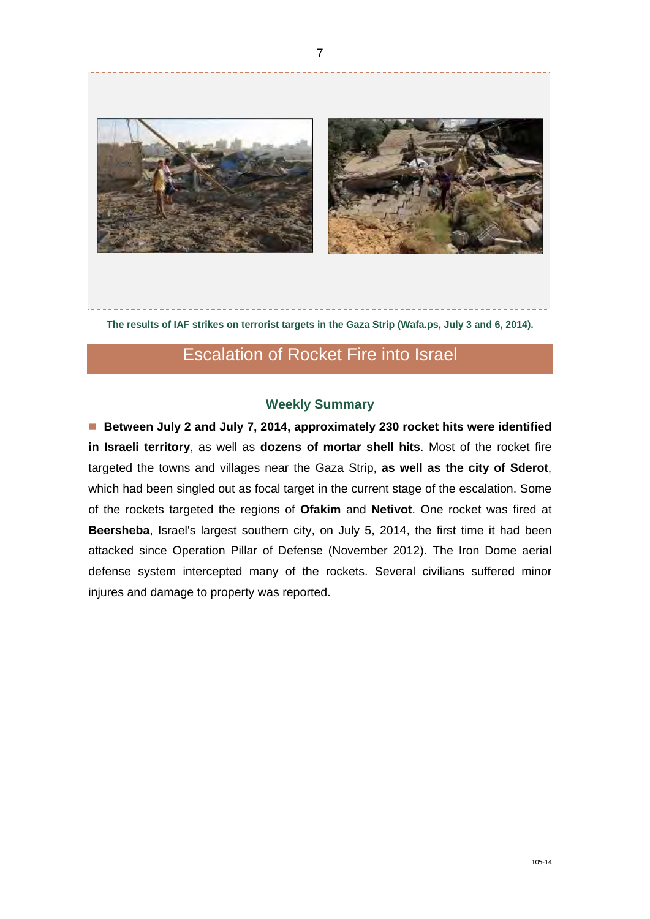The results of IAF strikes on terrorist targets in the Gaza Strip (Wafa.ps, July 3 and 6, 2014).

## Escalation of Rocket Fire into Israel

### Weekly Summary

- **Between July 2 and July 7, 2014, approximately 230 rocket hits were identified in Israeli territory**, as well as **dozens of mortar shell hits**. Most of the rocket fire targeted the towns and villages near the Gaza Strip, **as well as the city of Sderot**, which had been singled out as focal target in the current stage of the escalation. Some of the rockets targeted the regions of **Ofakim** and **Netivot**. One rocket was fired at **Beersheba**, Israel's largest southern city, on July 5, 2014, the first time it had been attacked since Operation Pillar of Defense (November 2012). The Iron Dome aerial defense system intercepted many of the rockets. Several civilians suffered minor injures and damage to property was reported.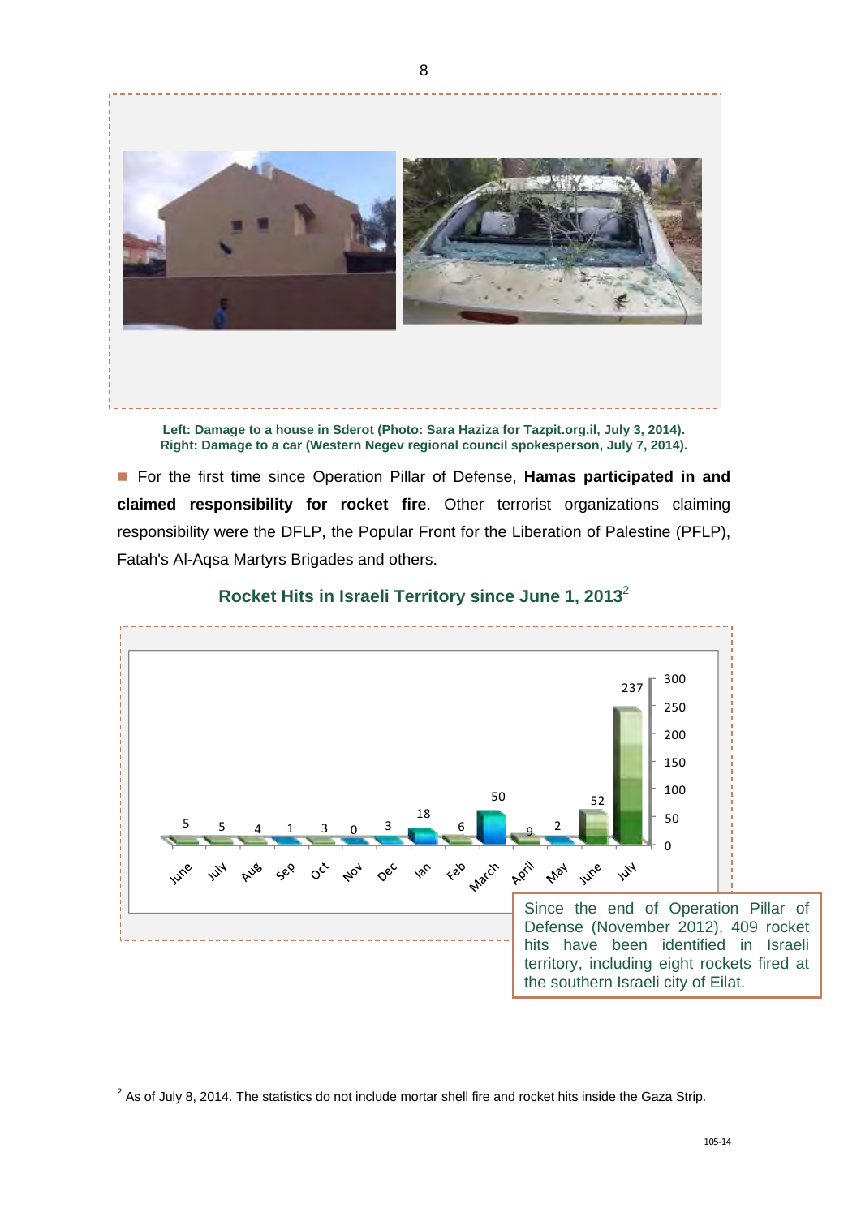Left: Damage to a house in Sderot (Photo: Sara Haziza for Tazpit.org.il, July 3, 2014).
Right: Damage to a car (Western Negev regional council spokesperson, July 7, 2014).

- For the first time since Operation Pillar of Defense, **Hamas participated in and claimed responsibility for rocket fire**. Other terrorist organizations claiming responsibility were the DFLP, the Popular Front for the Liberation of Palestine (PFLP), Fatah's Al-Aqsa Martyrs Brigades and others.

### Rocket Hits in Israeli Territory since June 1, 2013[2]

| June | July | Aug | Sep | Oct | Nov | Dec | Jan | Feb | March | April | May | June | July |
|---|---|---|---|---|---|---|---|---|---|---|---|---|---|
| 5 | 5 | 4 | 1 | 3 | 0 | 3 | 18 | 6 | 50 | 9 | 2 | 52 | 237 |

Since the end of Operation Pillar of Defense (November 2012), 409 rocket hits have been identified in Israeli territory, including eight rockets fired at the southern Israeli city of Eilat.

[2] As of July 8, 2014. The statistics do not include mortar shell fire and rocket hits inside the Gaza Strip.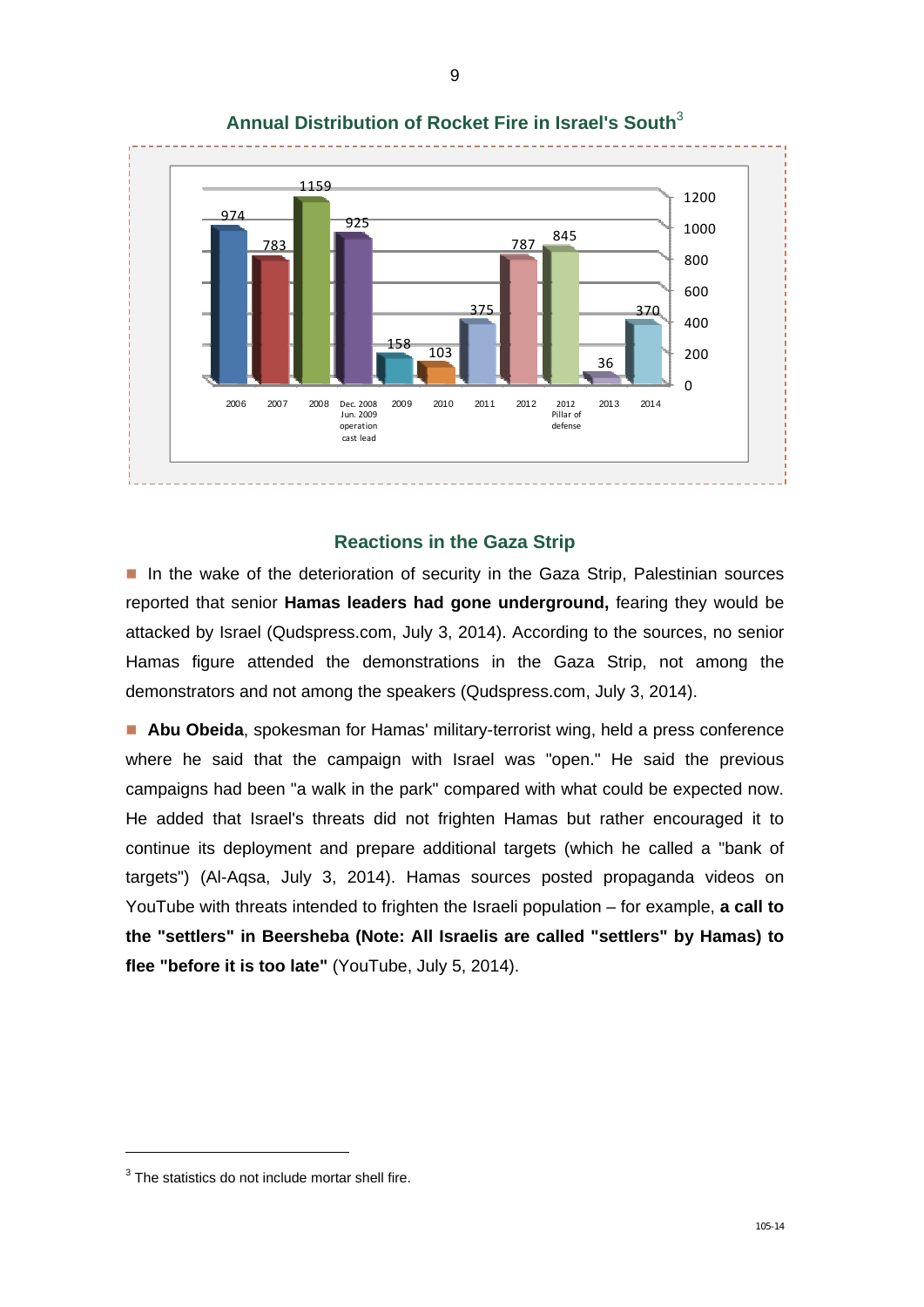## Annual Distribution of Rocket Fire in Israel's South[3]

| Year | Rockets |
|---|---|
| 2006 | 974 |
| 2007 | 783 |
| 2008 | 1159 |
| Dec. 2008 Jun. 2009 operation cast lead | 925 |
| 2009 | 158 |
| 2010 | 103 |
| 2011 | 375 |
| 2012 | 787 |
| 2012 Pillar of defense | 845 |
| 2013 | 36 |
| 2014 | 370 |

## Reactions in the Gaza Strip

- In the wake of the deterioration of security in the Gaza Strip, Palestinian sources reported that senior **Hamas leaders had gone underground,** fearing they would be attacked by Israel (Qudspress.com, July 3, 2014). According to the sources, no senior Hamas figure attended the demonstrations in the Gaza Strip, not among the demonstrators and not among the speakers (Qudspress.com, July 3, 2014).

- **Abu Obeida**, spokesman for Hamas' military-terrorist wing, held a press conference where he said that the campaign with Israel was "open." He said the previous campaigns had been "a walk in the park" compared with what could be expected now. He added that Israel's threats did not frighten Hamas but rather encouraged it to continue its deployment and prepare additional targets (which he called a "bank of targets") (Al-Aqsa, July 3, 2014). Hamas sources posted propaganda videos on YouTube with threats intended to frighten the Israeli population – for example, **a call to the "settlers" in Beersheba (Note: All Israelis are called "settlers" by Hamas) to flee "before it is too late"** (YouTube, July 5, 2014).

---

[3] The statistics do not include mortar shell fire.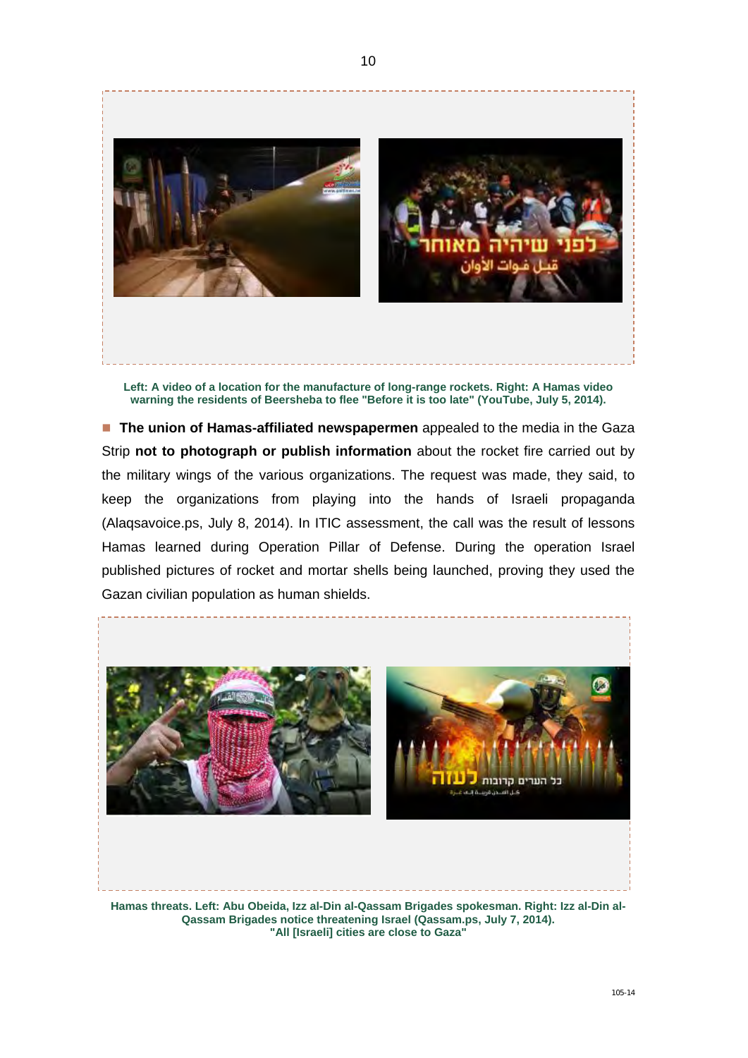Left: A video of a location for the manufacture of long-range rockets. Right: A Hamas video warning the residents of Beersheba to flee "Before it is too late" (YouTube, July 5, 2014).

- **The union of Hamas-affiliated newspapermen** appealed to the media in the Gaza Strip **not to photograph or publish information** about the rocket fire carried out by the military wings of the various organizations. The request was made, they said, to keep the organizations from playing into the hands of Israeli propaganda (Alaqsavoice.ps, July 8, 2014). In ITIC assessment, the call was the result of lessons Hamas learned during Operation Pillar of Defense. During the operation Israel published pictures of rocket and mortar shells being launched, proving they used the Gazan civilian population as human shields.

Hamas threats. Left: Abu Obeida, Izz al-Din al-Qassam Brigades spokesman. Right: Izz al-Din al-Qassam Brigades notice threatening Israel (Qassam.ps, July 7, 2014).
"All [Israeli] cities are close to Gaza"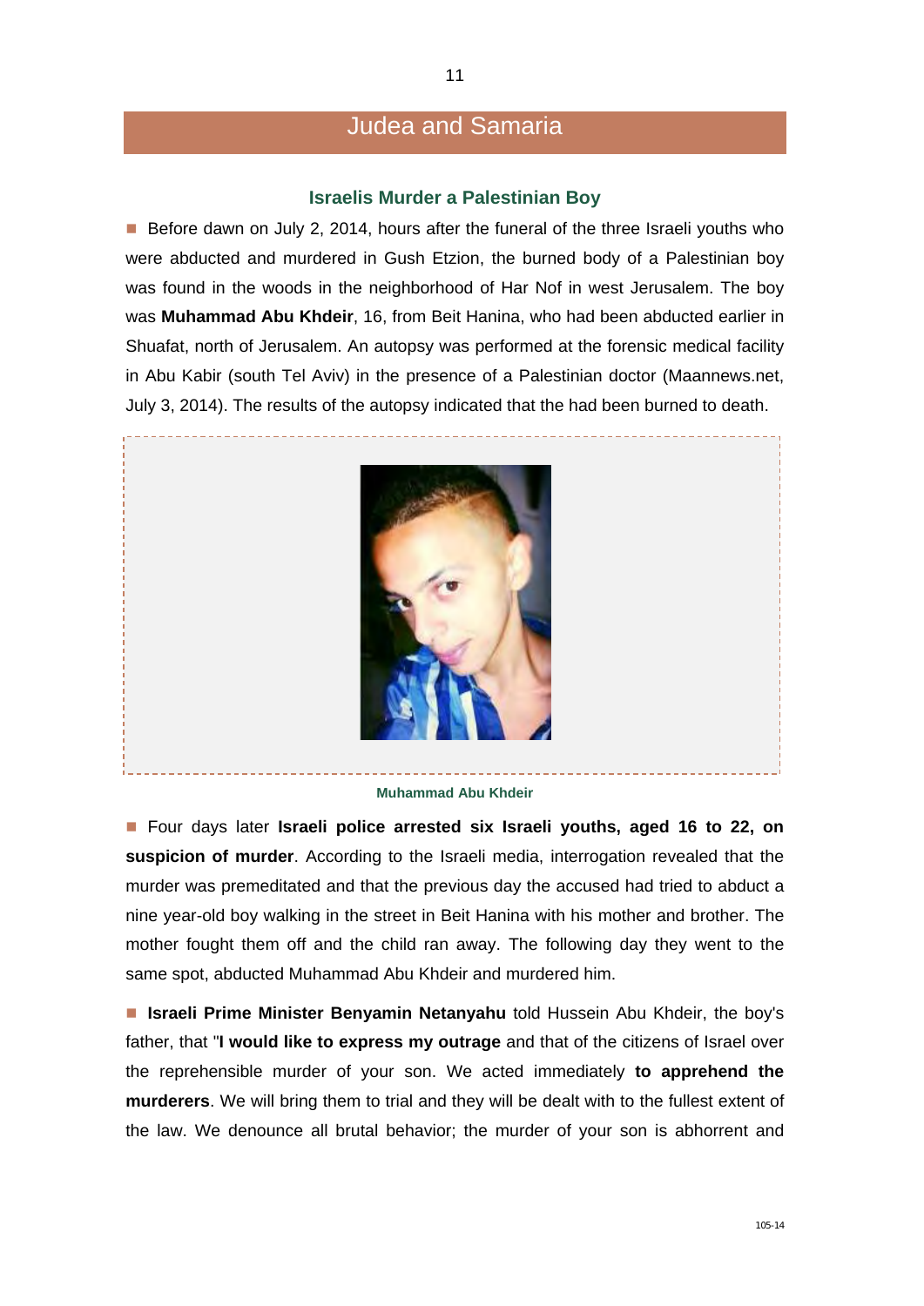## Judea and Samaria

### Israelis Murder a Palestinian Boy

■ Before dawn on July 2, 2014, hours after the funeral of the three Israeli youths who were abducted and murdered in Gush Etzion, the burned body of a Palestinian boy was found in the woods in the neighborhood of Har Nof in west Jerusalem. The boy was **Muhammad Abu Khdeir**, 16, from Beit Hanina, who had been abducted earlier in Shuafat, north of Jerusalem. An autopsy was performed at the forensic medical facility in Abu Kabir (south Tel Aviv) in the presence of a Palestinian doctor (Maannews.net, July 3, 2014). The results of the autopsy indicated that the had been burned to death.

**Muhammad Abu Khdeir**

■ Four days later **Israeli police arrested six Israeli youths, aged 16 to 22, on suspicion of murder**. According to the Israeli media, interrogation revealed that the murder was premeditated and that the previous day the accused had tried to abduct a nine year-old boy walking in the street in Beit Hanina with his mother and brother. The mother fought them off and the child ran away. The following day they went to the same spot, abducted Muhammad Abu Khdeir and murdered him.

■ **Israeli Prime Minister Benyamin Netanyahu** told Hussein Abu Khdeir, the boy's father, that "**I would like to express my outrage** and that of the citizens of Israel over the reprehensible murder of your son. We acted immediately **to apprehend the murderers**. We will bring them to trial and they will be dealt with to the fullest extent of the law. We denounce all brutal behavior; the murder of your son is abhorrent and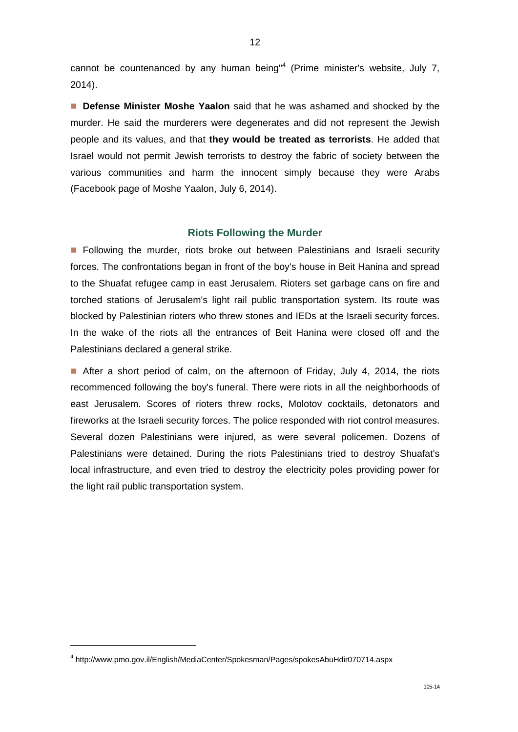cannot be countenanced by any human being"[4] (Prime minister's website, July 7, 2014).

■ **Defense Minister Moshe Yaalon** said that he was ashamed and shocked by the murder. He said the murderers were degenerates and did not represent the Jewish people and its values, and that **they would be treated as terrorists**. He added that Israel would not permit Jewish terrorists to destroy the fabric of society between the various communities and harm the innocent simply because they were Arabs (Facebook page of Moshe Yaalon, July 6, 2014).

### Riots Following the Murder

■ Following the murder, riots broke out between Palestinians and Israeli security forces. The confrontations began in front of the boy's house in Beit Hanina and spread to the Shuafat refugee camp in east Jerusalem. Rioters set garbage cans on fire and torched stations of Jerusalem's light rail public transportation system. Its route was blocked by Palestinian rioters who threw stones and IEDs at the Israeli security forces. In the wake of the riots all the entrances of Beit Hanina were closed off and the Palestinians declared a general strike.

■ After a short period of calm, on the afternoon of Friday, July 4, 2014, the riots recommenced following the boy's funeral. There were riots in all the neighborhoods of east Jerusalem. Scores of rioters threw rocks, Molotov cocktails, detonators and fireworks at the Israeli security forces. The police responded with riot control measures. Several dozen Palestinians were injured, as were several policemen. Dozens of Palestinians were detained. During the riots Palestinians tried to destroy Shuafat's local infrastructure, and even tried to destroy the electricity poles providing power for the light rail public transportation system.

---

[4] http://www.pmo.gov.il/English/MediaCenter/Spokesman/Pages/spokesAbuHdir070714.aspx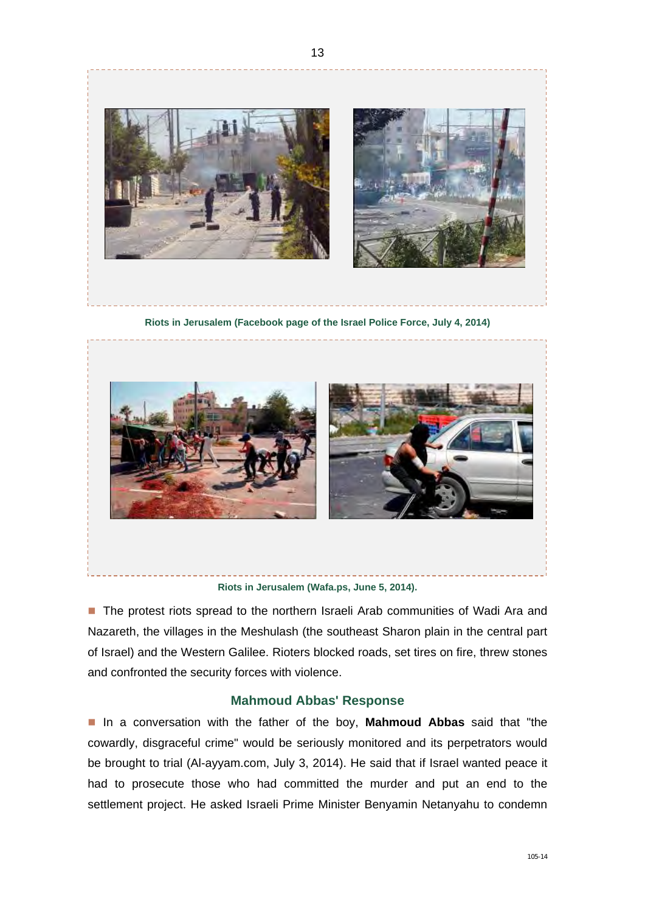Riots in Jerusalem (Facebook page of the Israel Police Force, July 4, 2014)

Riots in Jerusalem (Wafa.ps, June 5, 2014).

- The protest riots spread to the northern Israeli Arab communities of Wadi Ara and Nazareth, the villages in the Meshulash (the southeast Sharon plain in the central part of Israel) and the Western Galilee. Rioters blocked roads, set tires on fire, threw stones and confronted the security forces with violence.

## Mahmoud Abbas' Response

- In a conversation with the father of the boy, **Mahmoud Abbas** said that "the cowardly, disgraceful crime" would be seriously monitored and its perpetrators would be brought to trial (Al-ayyam.com, July 3, 2014). He said that if Israel wanted peace it had to prosecute those who had committed the murder and put an end to the settlement project. He asked Israeli Prime Minister Benyamin Netanyahu to condemn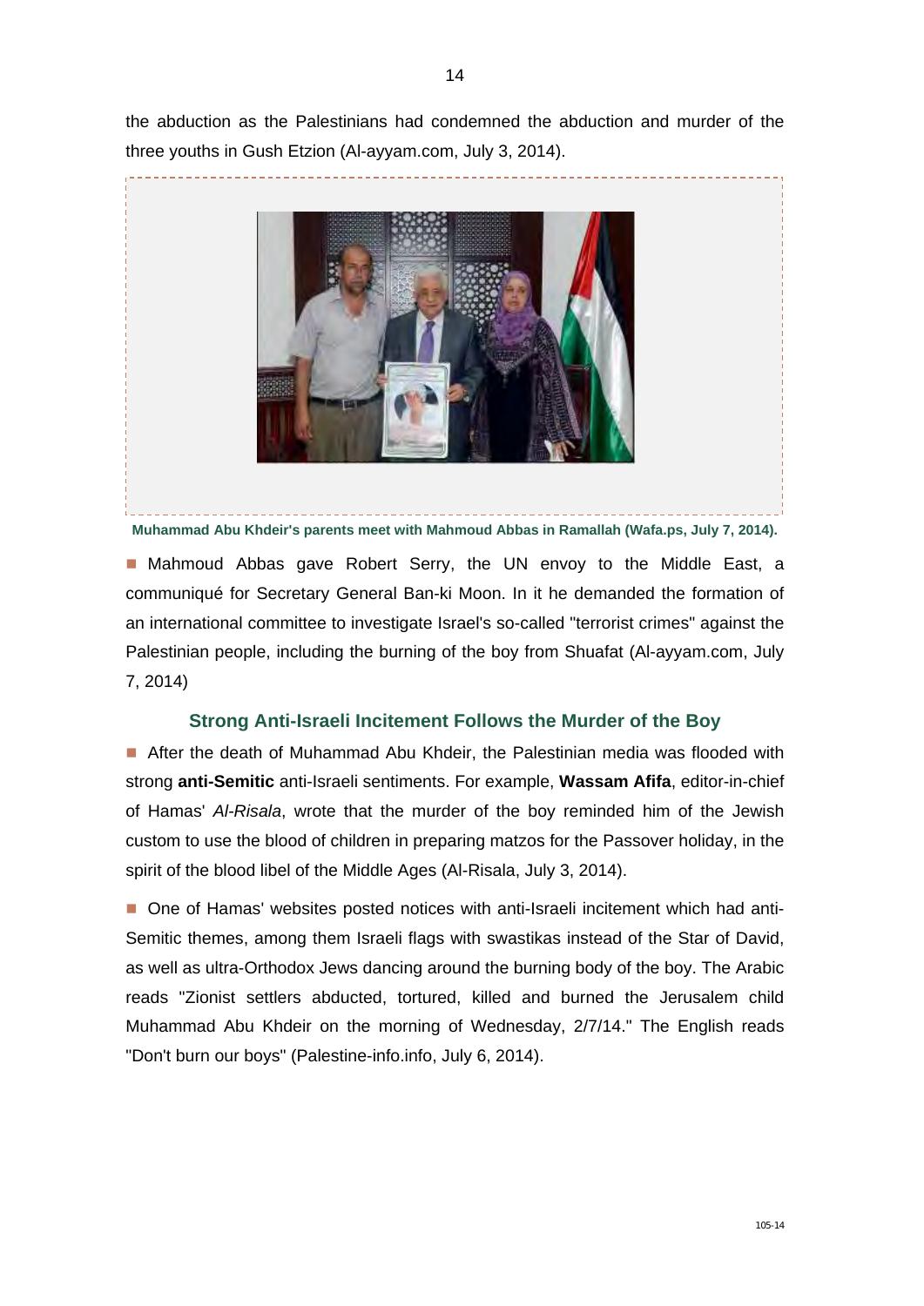the abduction as the Palestinians had condemned the abduction and murder of the three youths in Gush Etzion (Al-ayyam.com, July 3, 2014).

**Muhammad Abu Khdeir's parents meet with Mahmoud Abbas in Ramallah (Wafa.ps, July 7, 2014).**

- Mahmoud Abbas gave Robert Serry, the UN envoy to the Middle East, a communiqué for Secretary General Ban-ki Moon. In it he demanded the formation of an international committee to investigate Israel's so-called "terrorist crimes" against the Palestinian people, including the burning of the boy from Shuafat (Al-ayyam.com, July 7, 2014)

## Strong Anti-Israeli Incitement Follows the Murder of the Boy

- After the death of Muhammad Abu Khdeir, the Palestinian media was flooded with strong **anti-Semitic** anti-Israeli sentiments. For example, **Wassam Afifa**, editor-in-chief of Hamas' *Al-Risala*, wrote that the murder of the boy reminded him of the Jewish custom to use the blood of children in preparing matzos for the Passover holiday, in the spirit of the blood libel of the Middle Ages (Al-Risala, July 3, 2014).

- One of Hamas' websites posted notices with anti-Israeli incitement which had anti-Semitic themes, among them Israeli flags with swastikas instead of the Star of David, as well as ultra-Orthodox Jews dancing around the burning body of the boy. The Arabic reads "Zionist settlers abducted, tortured, killed and burned the Jerusalem child Muhammad Abu Khdeir on the morning of Wednesday, 2/7/14." The English reads "Don't burn our boys" (Palestine-info.info, July 6, 2014).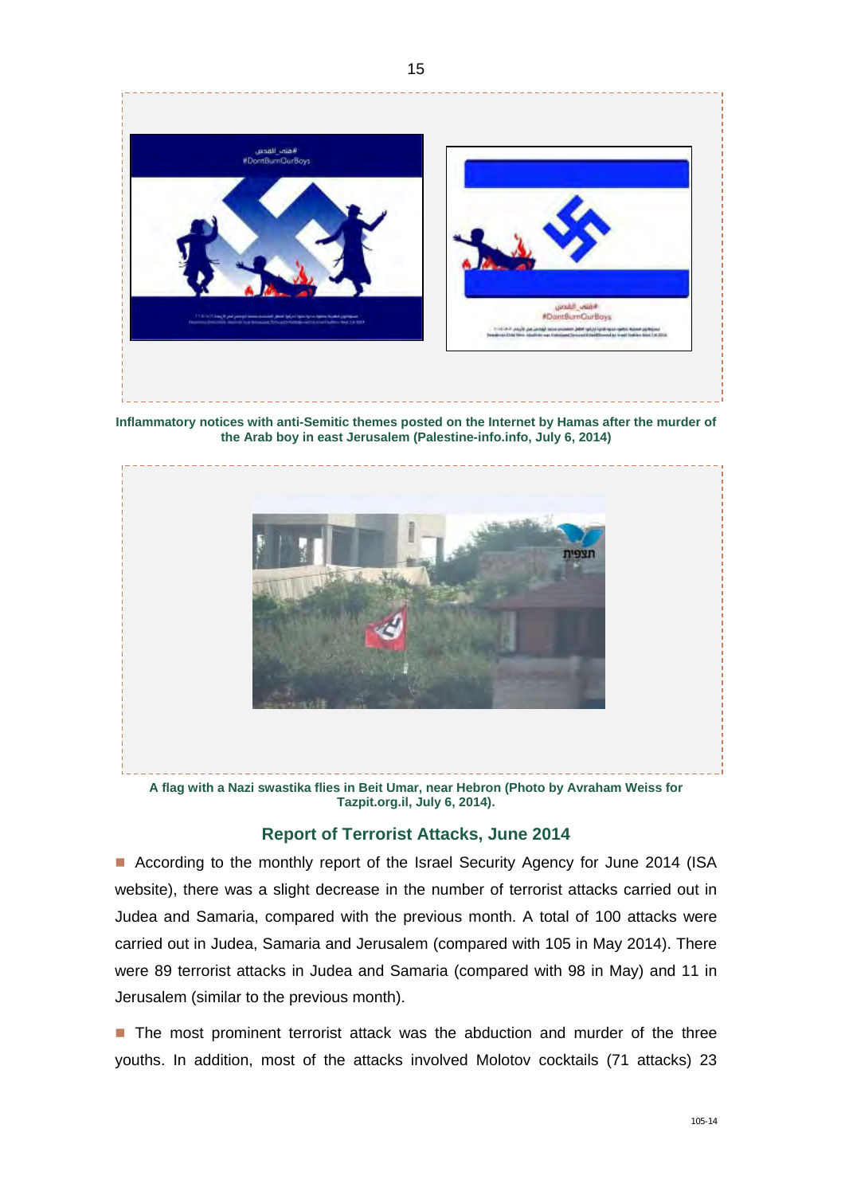Inflammatory notices with anti-Semitic themes posted on the Internet by Hamas after the murder of the Arab boy in east Jerusalem (Palestine-info.info, July 6, 2014)

A flag with a Nazi swastika flies in Beit Umar, near Hebron (Photo by Avraham Weiss for Tazpit.org.il, July 6, 2014).

## Report of Terrorist Attacks, June 2014

- According to the monthly report of the Israel Security Agency for June 2014 (ISA website), there was a slight decrease in the number of terrorist attacks carried out in Judea and Samaria, compared with the previous month. A total of 100 attacks were carried out in Judea, Samaria and Jerusalem (compared with 105 in May 2014). There were 89 terrorist attacks in Judea and Samaria (compared with 98 in May) and 11 in Jerusalem (similar to the previous month).

- The most prominent terrorist attack was the abduction and murder of the three youths. In addition, most of the attacks involved Molotov cocktails (71 attacks) 23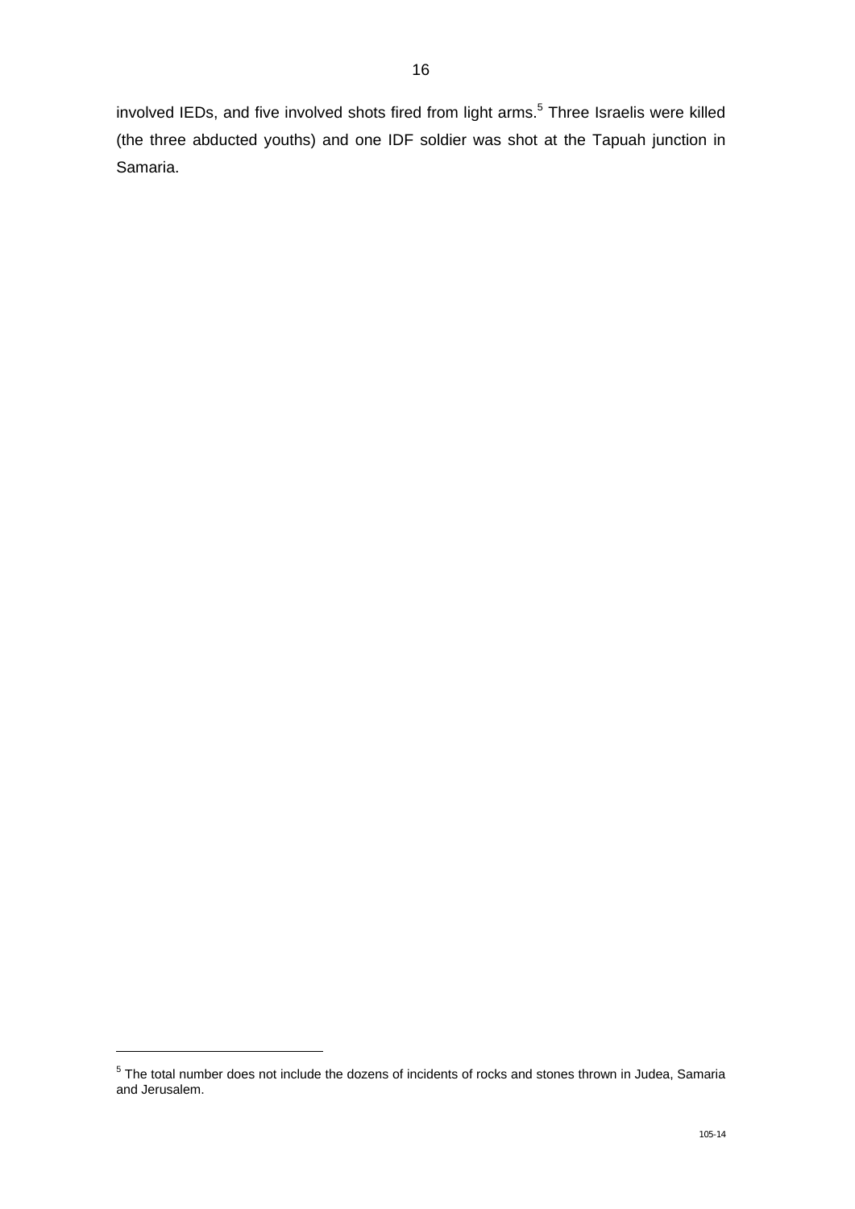involved IEDs, and five involved shots fired from light arms.[5] Three Israelis were killed (the three abducted youths) and one IDF soldier was shot at the Tapuah junction in Samaria.

[5] The total number does not include the dozens of incidents of rocks and stones thrown in Judea, Samaria and Jerusalem.